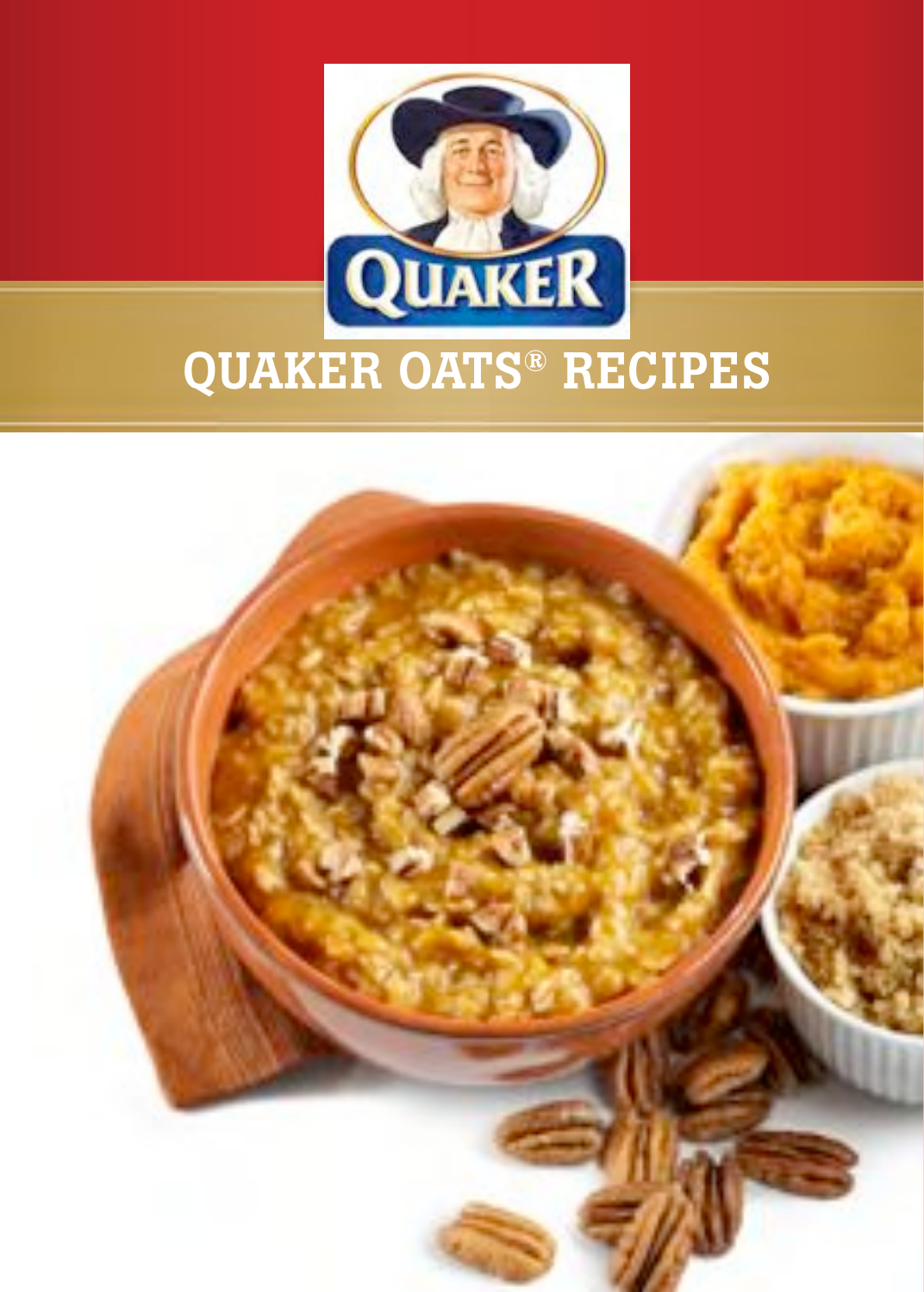# QUAKER OATS® RECIPES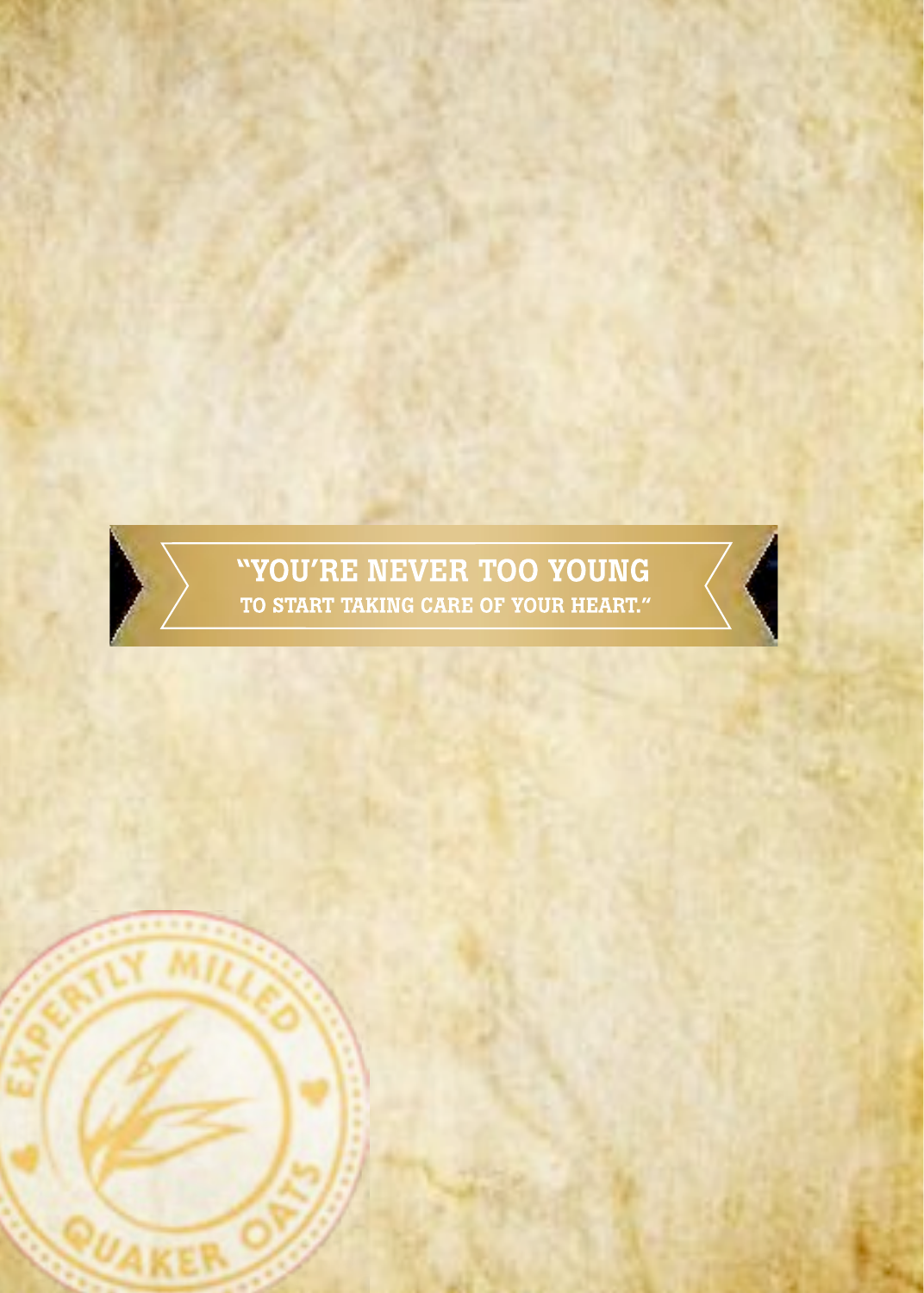"YOU'RE NEVER TOO YOUNG
TO START TAKING CARE OF YOUR HEART."

EXPERTLY MILLED QUAKER OATS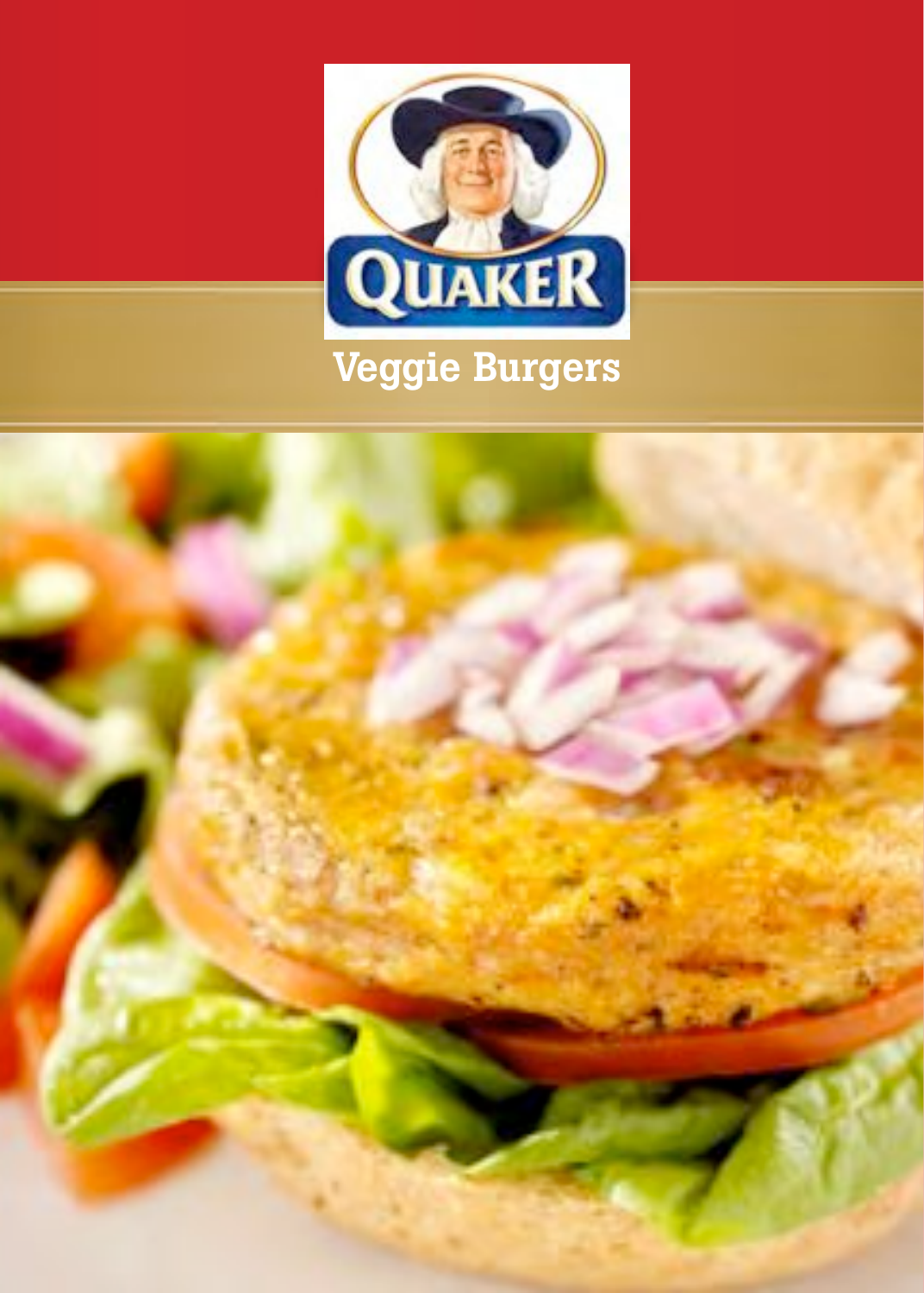# Veggie Burgers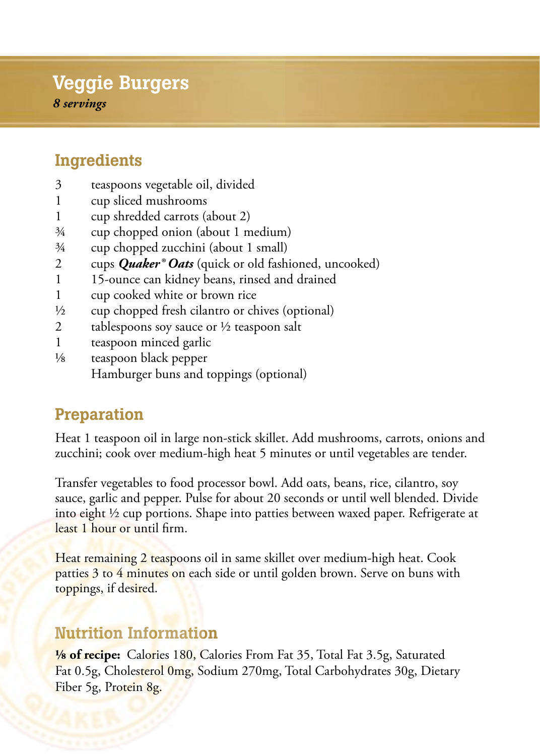# Veggie Burgers

*8 servings*

## Ingredients

- 3 teaspoons vegetable oil, divided
- 1 cup sliced mushrooms
- 1 cup shredded carrots (about 2)
- ¾ cup chopped onion (about 1 medium)
- ¾ cup chopped zucchini (about 1 small)
- 2 cups ***Quaker® Oats*** (quick or old fashioned, uncooked)
- 1 15-ounce can kidney beans, rinsed and drained
- 1 cup cooked white or brown rice
- ½ cup chopped fresh cilantro or chives (optional)
- 2 tablespoons soy sauce or ½ teaspoon salt
- 1 teaspoon minced garlic
- ⅛ teaspoon black pepper
- Hamburger buns and toppings (optional)

## Preparation

Heat 1 teaspoon oil in large non-stick skillet. Add mushrooms, carrots, onions and zucchini; cook over medium-high heat 5 minutes or until vegetables are tender.

Transfer vegetables to food processor bowl. Add oats, beans, rice, cilantro, soy sauce, garlic and pepper. Pulse for about 20 seconds or until well blended. Divide into eight ½ cup portions. Shape into patties between waxed paper. Refrigerate at least 1 hour or until firm.

Heat remaining 2 teaspoons oil in same skillet over medium-high heat. Cook patties 3 to 4 minutes on each side or until golden brown. Serve on buns with toppings, if desired.

## Nutrition Information

**⅛ of recipe:** Calories 180, Calories From Fat 35, Total Fat 3.5g, Saturated Fat 0.5g, Cholesterol 0mg, Sodium 270mg, Total Carbohydrates 30g, Dietary Fiber 5g, Protein 8g.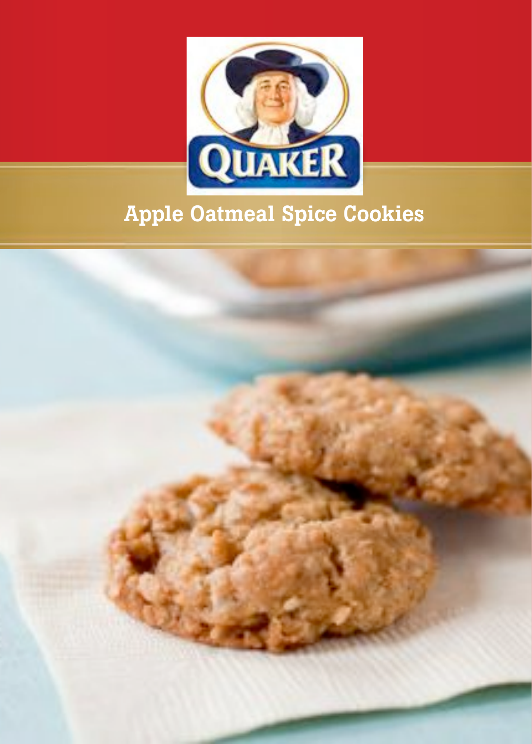# Apple Oatmeal Spice Cookies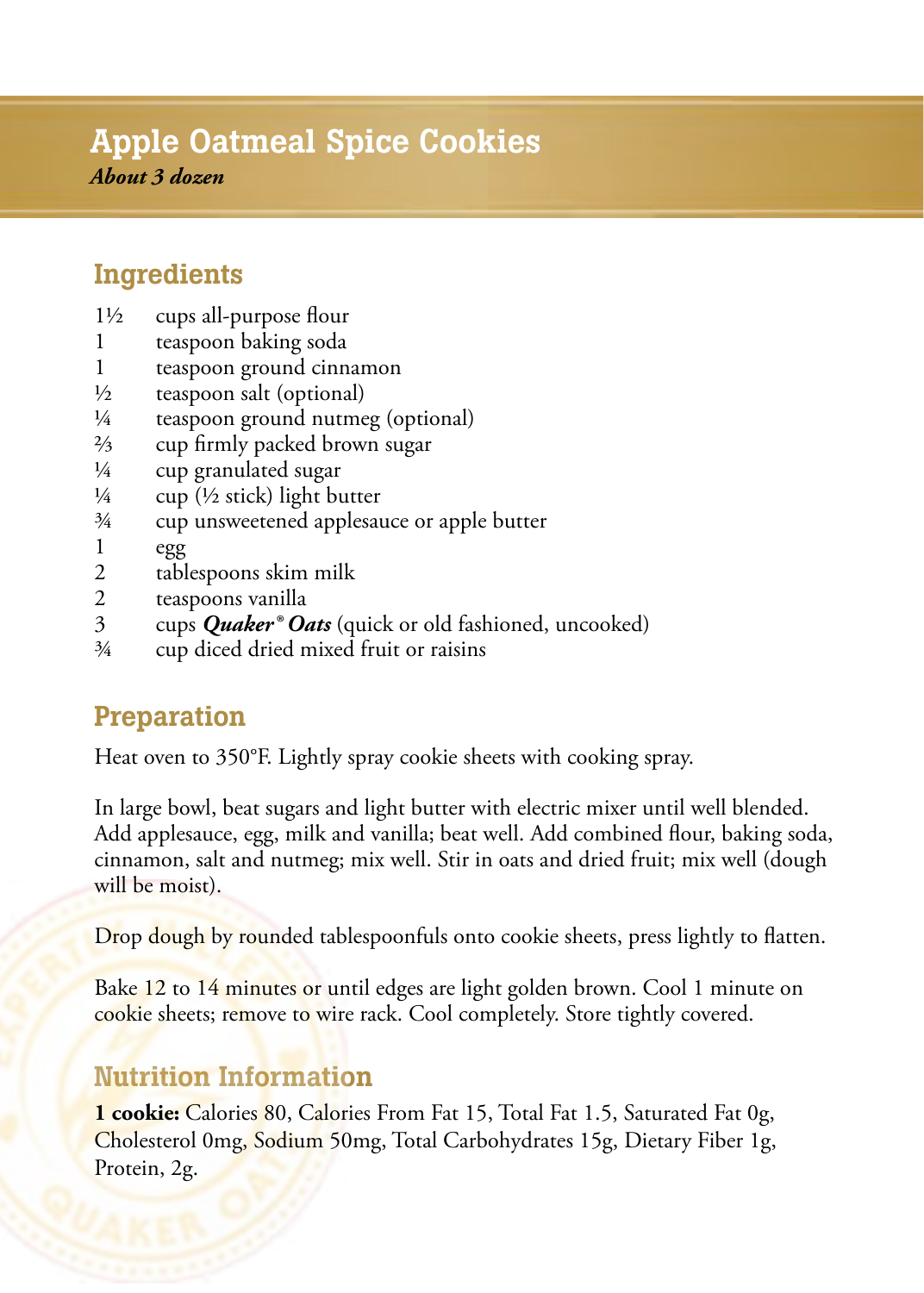# Apple Oatmeal Spice Cookies

*About 3 dozen*

## Ingredients

- 1½ cups all-purpose flour
- 1 teaspoon baking soda
- 1 teaspoon ground cinnamon
- ½ teaspoon salt (optional)
- ¼ teaspoon ground nutmeg (optional)
- ⅔ cup firmly packed brown sugar
- ¼ cup granulated sugar
- ¼ cup (½ stick) light butter
- ¾ cup unsweetened applesauce or apple butter
- 1 egg
- 2 tablespoons skim milk
- 2 teaspoons vanilla
- 3 cups ***Quaker® Oats*** (quick or old fashioned, uncooked)
- ¾ cup diced dried mixed fruit or raisins

## Preparation

Heat oven to 350°F. Lightly spray cookie sheets with cooking spray.

In large bowl, beat sugars and light butter with electric mixer until well blended. Add applesauce, egg, milk and vanilla; beat well. Add combined flour, baking soda, cinnamon, salt and nutmeg; mix well. Stir in oats and dried fruit; mix well (dough will be moist).

Drop dough by rounded tablespoonfuls onto cookie sheets, press lightly to flatten.

Bake 12 to 14 minutes or until edges are light golden brown. Cool 1 minute on cookie sheets; remove to wire rack. Cool completely. Store tightly covered.

## Nutrition Information

**1 cookie:** Calories 80, Calories From Fat 15, Total Fat 1.5, Saturated Fat 0g, Cholesterol 0mg, Sodium 50mg, Total Carbohydrates 15g, Dietary Fiber 1g, Protein, 2g.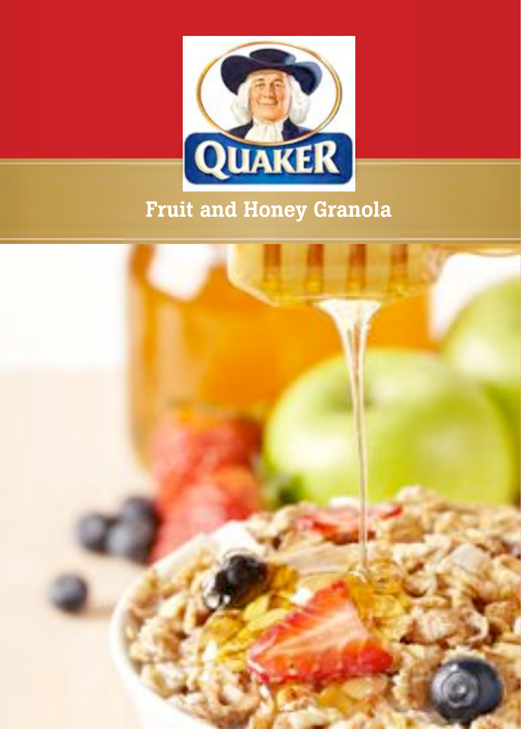# Fruit and Honey Granola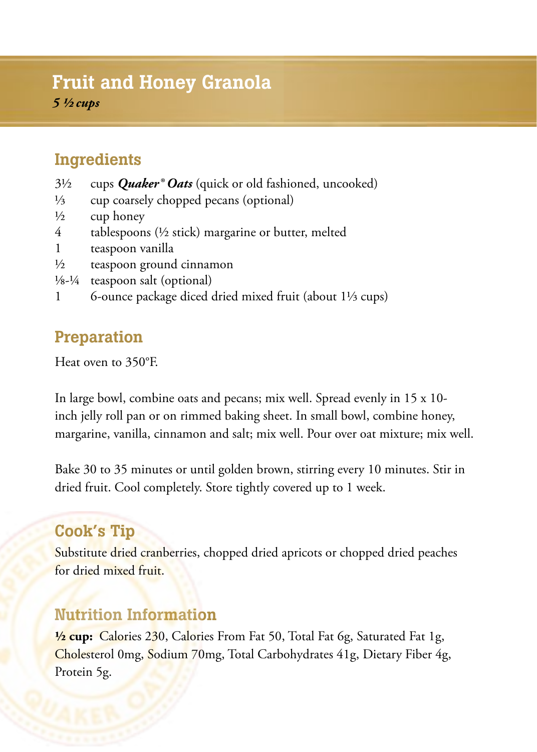# Fruit and Honey Granola

*5 ½ cups*

## Ingredients

- 3½ cups ***Quaker® Oats*** (quick or old fashioned, uncooked)
- ⅓ cup coarsely chopped pecans (optional)
- ½ cup honey
- 4 tablespoons (½ stick) margarine or butter, melted
- 1 teaspoon vanilla
- ½ teaspoon ground cinnamon
- ⅛-¼ teaspoon salt (optional)
- 1 6-ounce package diced dried mixed fruit (about 1⅓ cups)

## Preparation

Heat oven to 350°F.

In large bowl, combine oats and pecans; mix well. Spread evenly in 15 x 10-inch jelly roll pan or on rimmed baking sheet. In small bowl, combine honey, margarine, vanilla, cinnamon and salt; mix well. Pour over oat mixture; mix well.

Bake 30 to 35 minutes or until golden brown, stirring every 10 minutes. Stir in dried fruit. Cool completely. Store tightly covered up to 1 week.

## Cook's Tip

Substitute dried cranberries, chopped dried apricots or chopped dried peaches for dried mixed fruit.

## Nutrition Information

**½ cup:** Calories 230, Calories From Fat 50, Total Fat 6g, Saturated Fat 1g, Cholesterol 0mg, Sodium 70mg, Total Carbohydrates 41g, Dietary Fiber 4g, Protein 5g.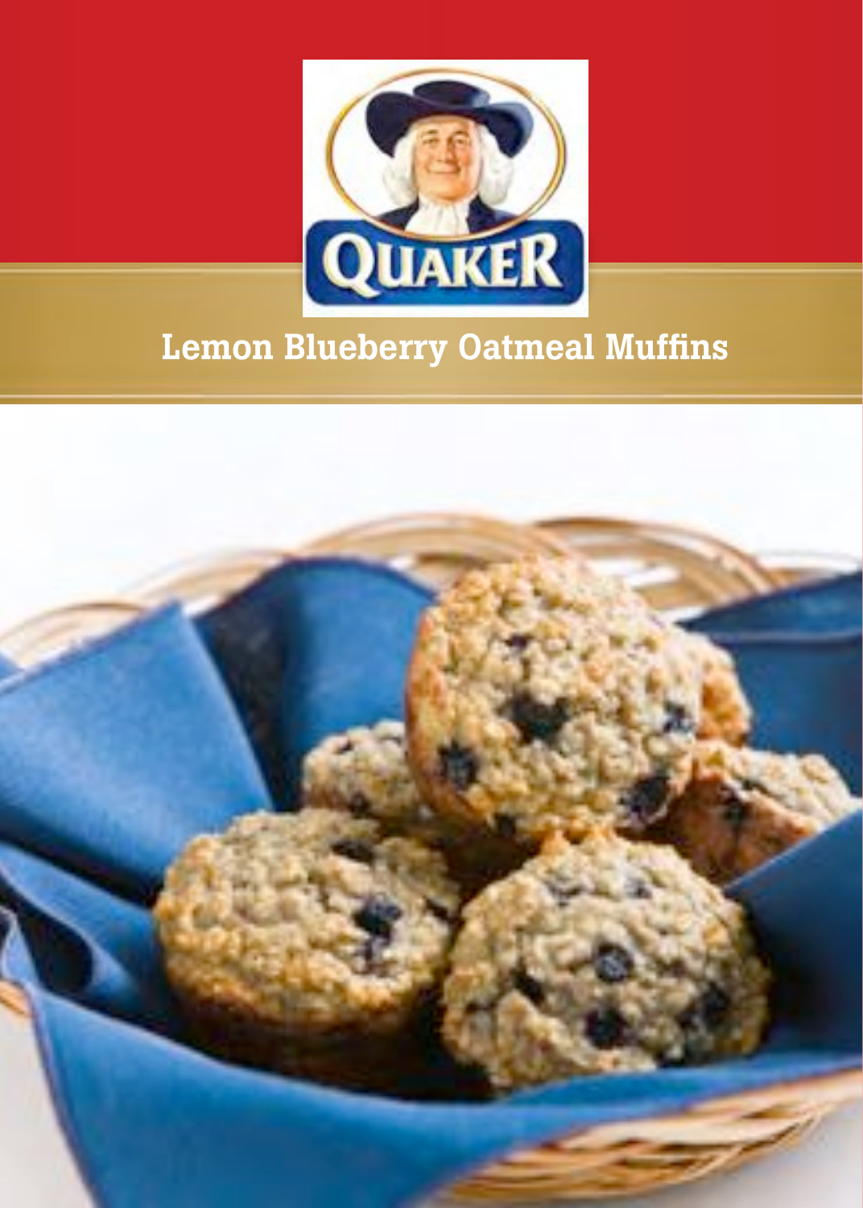# Lemon Blueberry Oatmeal Muffins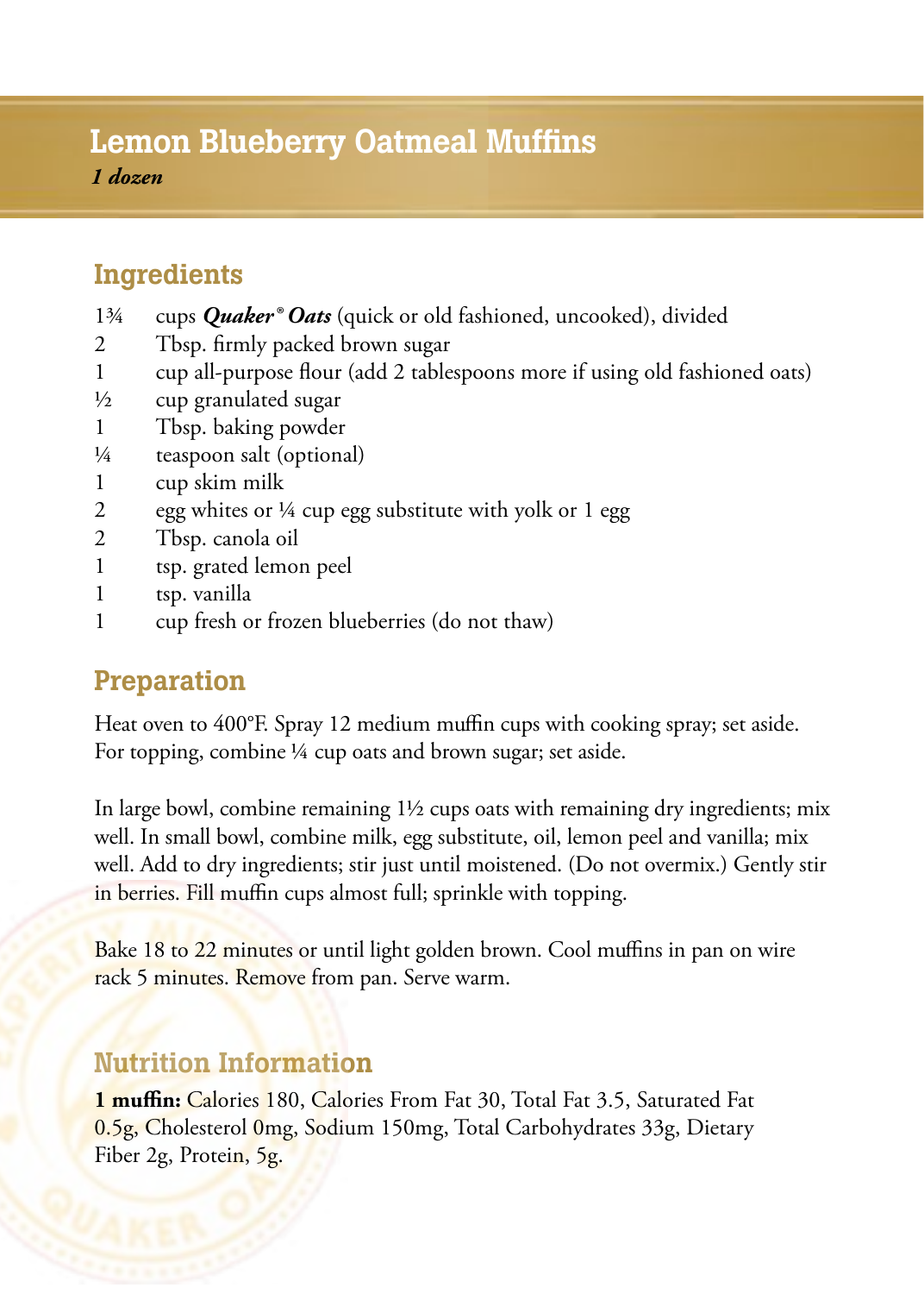# Lemon Blueberry Oatmeal Muffins

*1 dozen*

## Ingredients

- 1¾ cups ***Quaker® Oats*** (quick or old fashioned, uncooked), divided
- 2 Tbsp. firmly packed brown sugar
- 1 cup all-purpose flour (add 2 tablespoons more if using old fashioned oats)
- ½ cup granulated sugar
- 1 Tbsp. baking powder
- ¼ teaspoon salt (optional)
- 1 cup skim milk
- 2 egg whites or ¼ cup egg substitute with yolk or 1 egg
- 2 Tbsp. canola oil
- 1 tsp. grated lemon peel
- 1 tsp. vanilla
- 1 cup fresh or frozen blueberries (do not thaw)

## Preparation

Heat oven to 400°F. Spray 12 medium muffin cups with cooking spray; set aside. For topping, combine ¼ cup oats and brown sugar; set aside.

In large bowl, combine remaining 1½ cups oats with remaining dry ingredients; mix well. In small bowl, combine milk, egg substitute, oil, lemon peel and vanilla; mix well. Add to dry ingredients; stir just until moistened. (Do not overmix.) Gently stir in berries. Fill muffin cups almost full; sprinkle with topping.

Bake 18 to 22 minutes or until light golden brown. Cool muffins in pan on wire rack 5 minutes. Remove from pan. Serve warm.

## Nutrition Information

**1 muffin:** Calories 180, Calories From Fat 30, Total Fat 3.5, Saturated Fat 0.5g, Cholesterol 0mg, Sodium 150mg, Total Carbohydrates 33g, Dietary Fiber 2g, Protein, 5g.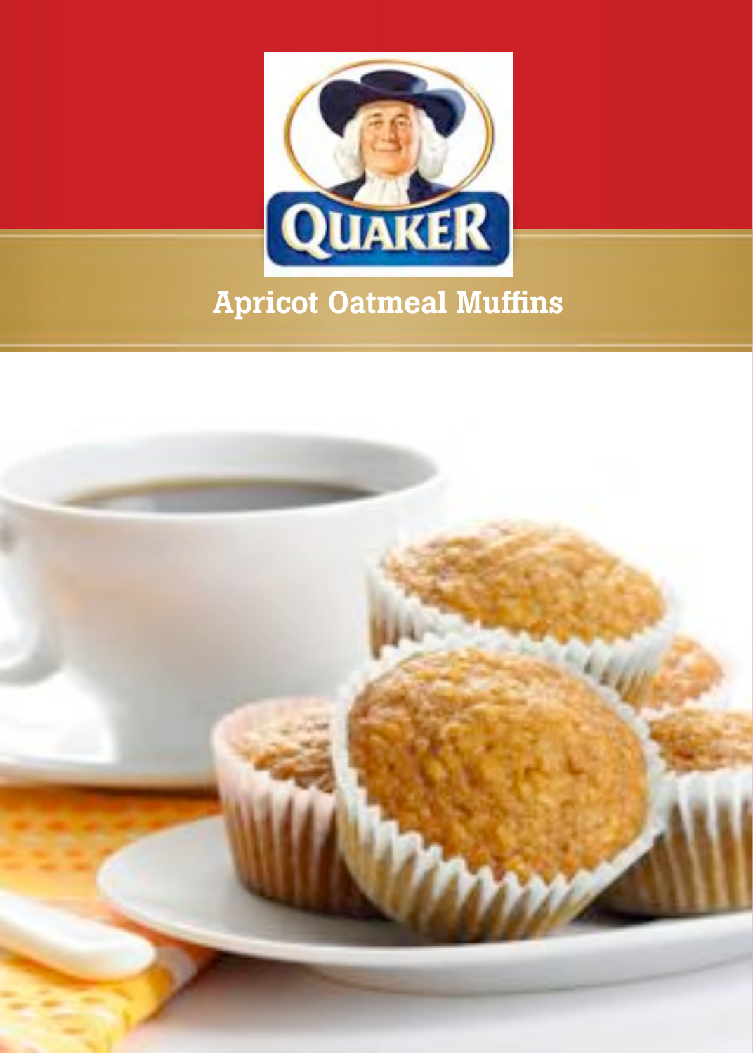# Apricot Oatmeal Muffins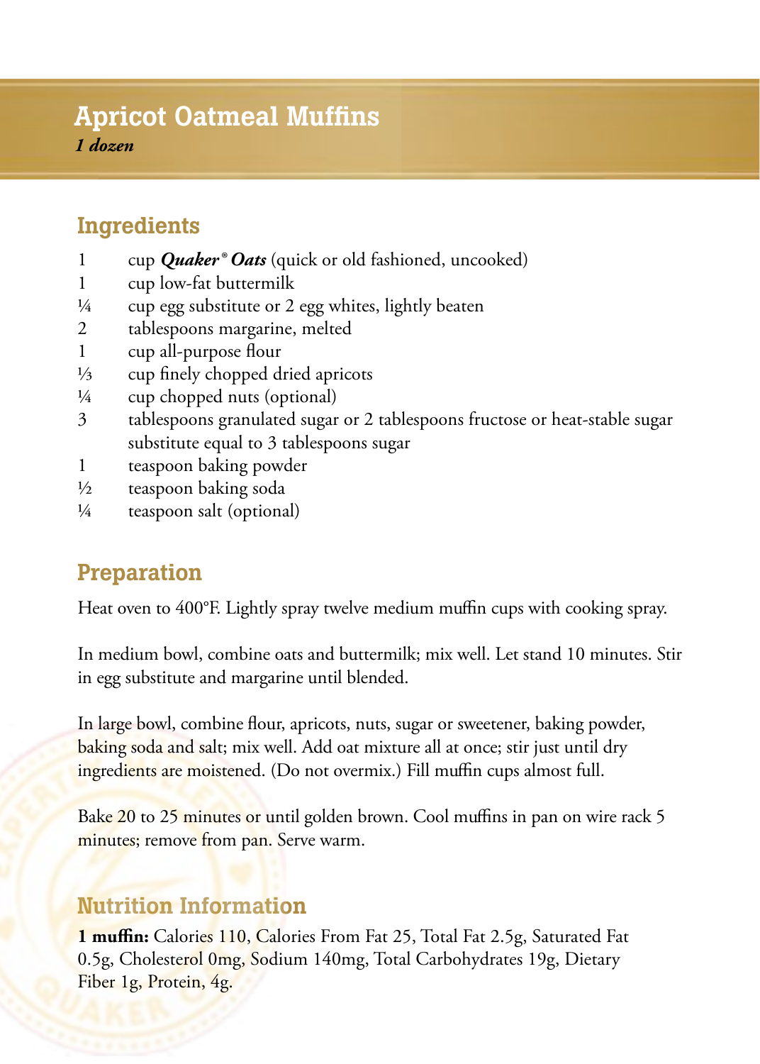# Apricot Oatmeal Muffins

*1 dozen*

## Ingredients

- 1 cup ***Quaker® Oats*** (quick or old fashioned, uncooked)
- 1 cup low-fat buttermilk
- ¼ cup egg substitute or 2 egg whites, lightly beaten
- 2 tablespoons margarine, melted
- 1 cup all-purpose flour
- ⅓ cup finely chopped dried apricots
- ¼ cup chopped nuts (optional)
- 3 tablespoons granulated sugar or 2 tablespoons fructose or heat-stable sugar substitute equal to 3 tablespoons sugar
- 1 teaspoon baking powder
- ½ teaspoon baking soda
- ¼ teaspoon salt (optional)

## Preparation

Heat oven to 400°F. Lightly spray twelve medium muffin cups with cooking spray.

In medium bowl, combine oats and buttermilk; mix well. Let stand 10 minutes. Stir in egg substitute and margarine until blended.

In large bowl, combine flour, apricots, nuts, sugar or sweetener, baking powder, baking soda and salt; mix well. Add oat mixture all at once; stir just until dry ingredients are moistened. (Do not overmix.) Fill muffin cups almost full.

Bake 20 to 25 minutes or until golden brown. Cool muffins in pan on wire rack 5 minutes; remove from pan. Serve warm.

## Nutrition Information

**1 muffin:** Calories 110, Calories From Fat 25, Total Fat 2.5g, Saturated Fat 0.5g, Cholesterol 0mg, Sodium 140mg, Total Carbohydrates 19g, Dietary Fiber 1g, Protein, 4g.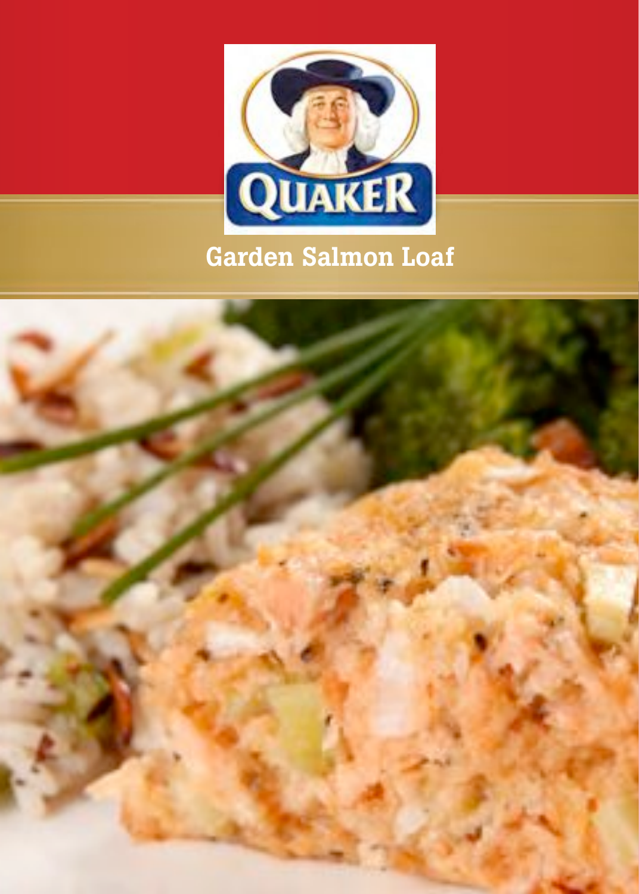# Garden Salmon Loaf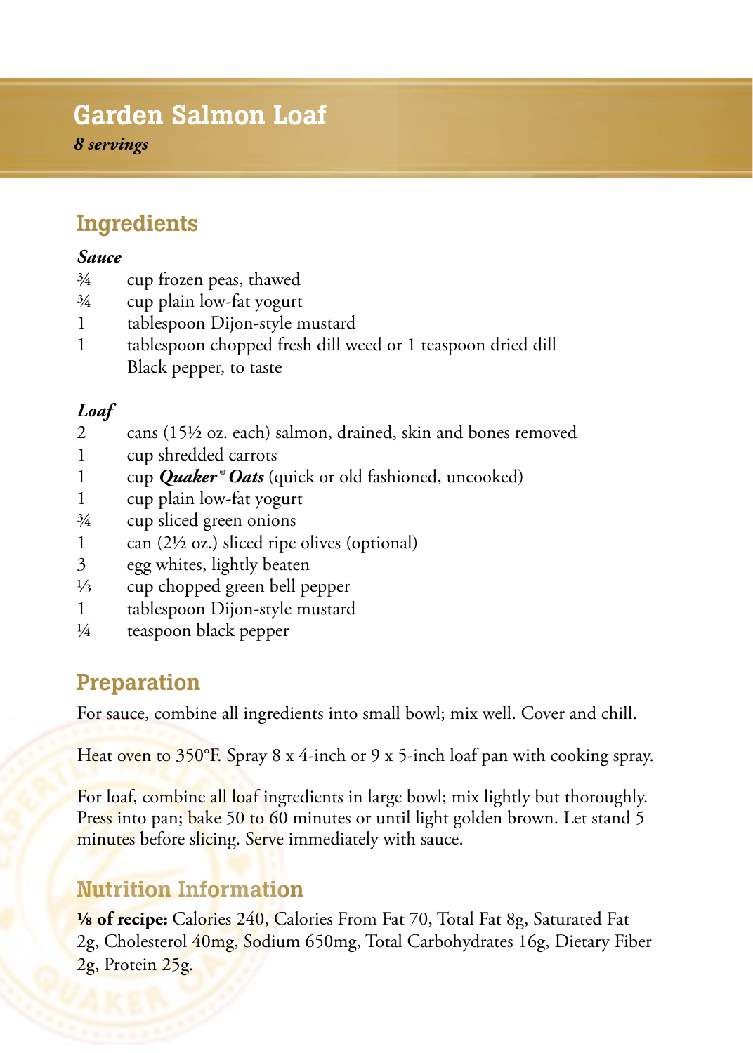# Garden Salmon Loaf

*8 servings*

## Ingredients

### *Sauce*

¾ cup frozen peas, thawed
¾ cup plain low-fat yogurt
1 tablespoon Dijon-style mustard
1 tablespoon chopped fresh dill weed or 1 teaspoon dried dill
Black pepper, to taste

### *Loaf*

2 cans (15½ oz. each) salmon, drained, skin and bones removed
1 cup shredded carrots
1 cup ***Quaker® Oats*** (quick or old fashioned, uncooked)
1 cup plain low-fat yogurt
¾ cup sliced green onions
1 can (2½ oz.) sliced ripe olives (optional)
3 egg whites, lightly beaten
⅓ cup chopped green bell pepper
1 tablespoon Dijon-style mustard
¼ teaspoon black pepper

## Preparation

For sauce, combine all ingredients into small bowl; mix well. Cover and chill.

Heat oven to 350°F. Spray 8 x 4-inch or 9 x 5-inch loaf pan with cooking spray.

For loaf, combine all loaf ingredients in large bowl; mix lightly but thoroughly. Press into pan; bake 50 to 60 minutes or until light golden brown. Let stand 5 minutes before slicing. Serve immediately with sauce.

## Nutrition Information

**⅛ of recipe:** Calories 240, Calories From Fat 70, Total Fat 8g, Saturated Fat 2g, Cholesterol 40mg, Sodium 650mg, Total Carbohydrates 16g, Dietary Fiber 2g, Protein 25g.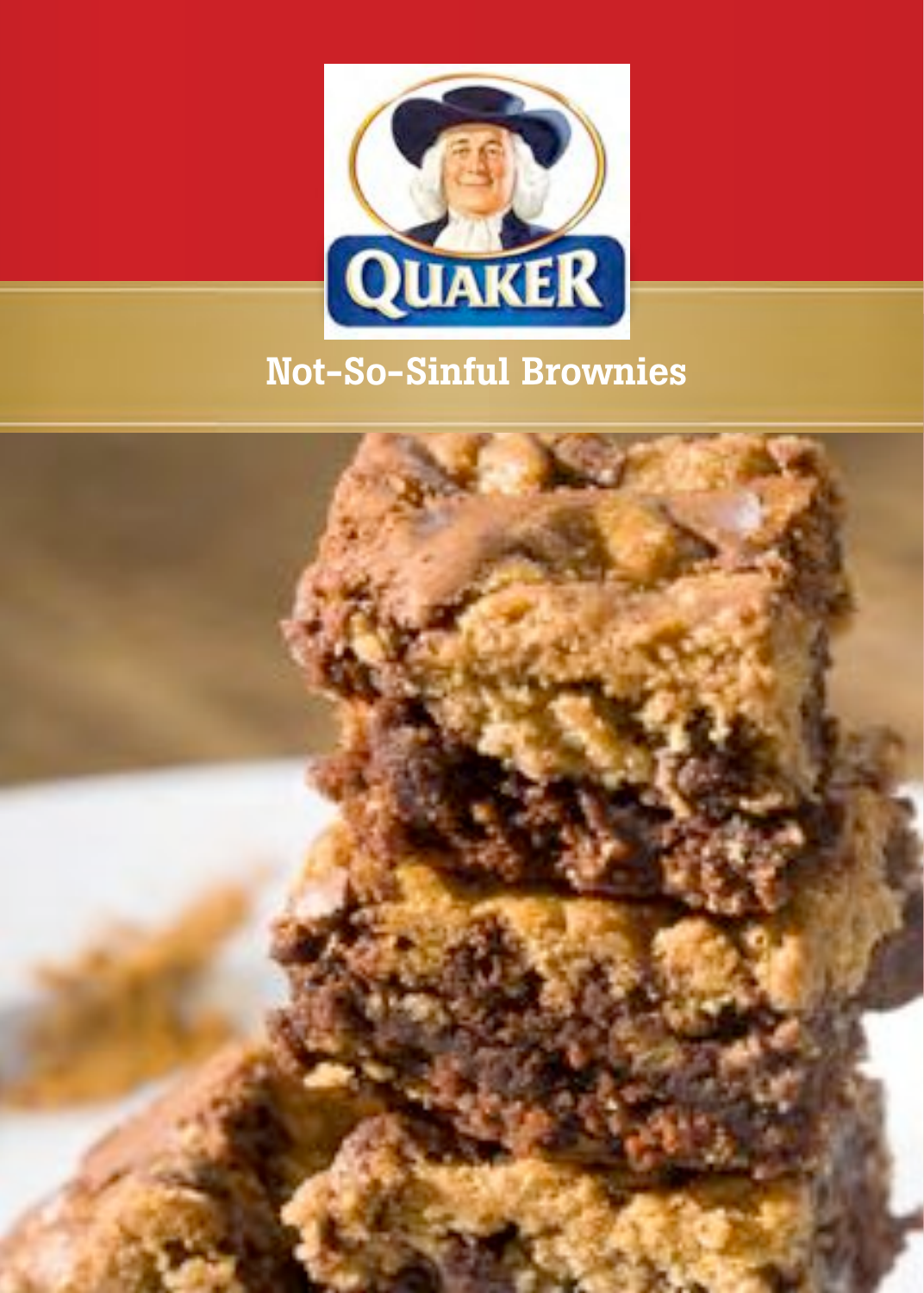# Not-So-Sinful Brownies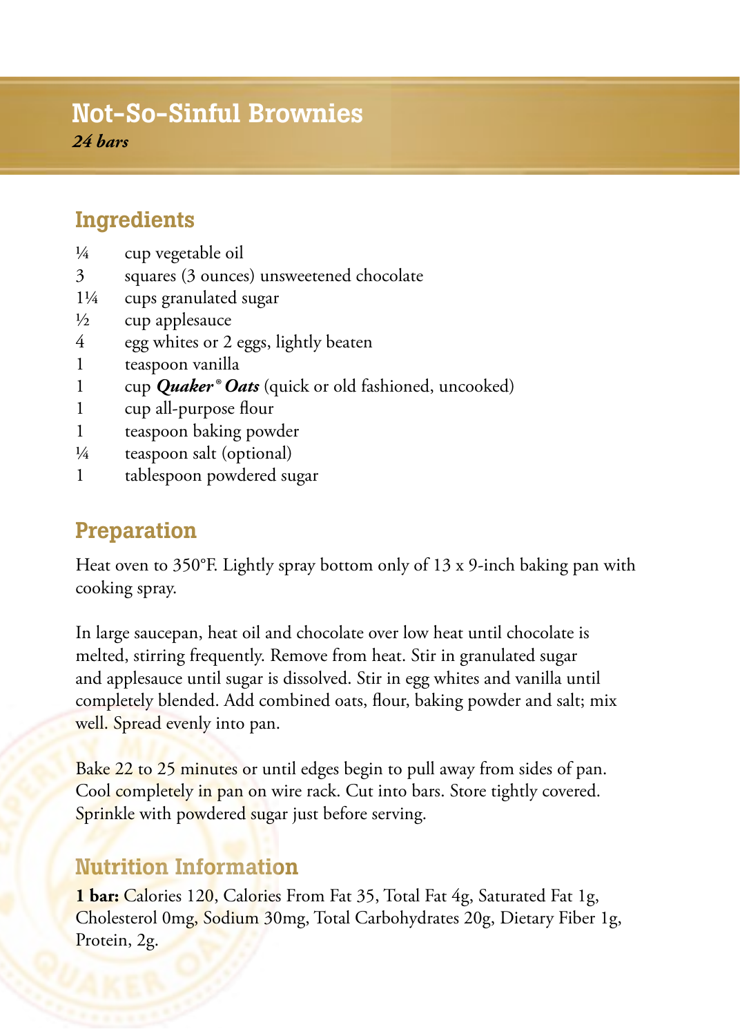# Not-So-Sinful Brownies

*24 bars*

## Ingredients

- ¼ cup vegetable oil
- 3 squares (3 ounces) unsweetened chocolate
- 1¼ cups granulated sugar
- ½ cup applesauce
- 4 egg whites or 2 eggs, lightly beaten
- 1 teaspoon vanilla
- 1 cup ***Quaker® Oats*** (quick or old fashioned, uncooked)
- 1 cup all-purpose flour
- 1 teaspoon baking powder
- ¼ teaspoon salt (optional)
- 1 tablespoon powdered sugar

## Preparation

Heat oven to 350°F. Lightly spray bottom only of 13 x 9-inch baking pan with cooking spray.

In large saucepan, heat oil and chocolate over low heat until chocolate is melted, stirring frequently. Remove from heat. Stir in granulated sugar and applesauce until sugar is dissolved. Stir in egg whites and vanilla until completely blended. Add combined oats, flour, baking powder and salt; mix well. Spread evenly into pan.

Bake 22 to 25 minutes or until edges begin to pull away from sides of pan. Cool completely in pan on wire rack. Cut into bars. Store tightly covered. Sprinkle with powdered sugar just before serving.

## Nutrition Information

**1 bar:** Calories 120, Calories From Fat 35, Total Fat 4g, Saturated Fat 1g, Cholesterol 0mg, Sodium 30mg, Total Carbohydrates 20g, Dietary Fiber 1g, Protein, 2g.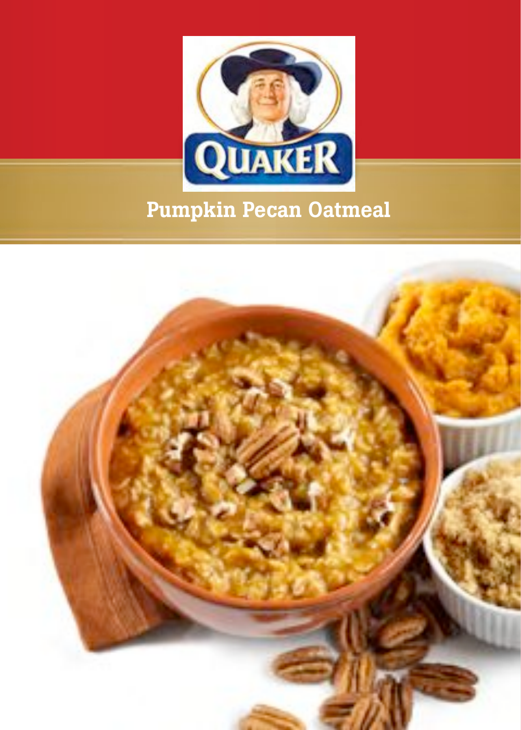# Pumpkin Pecan Oatmeal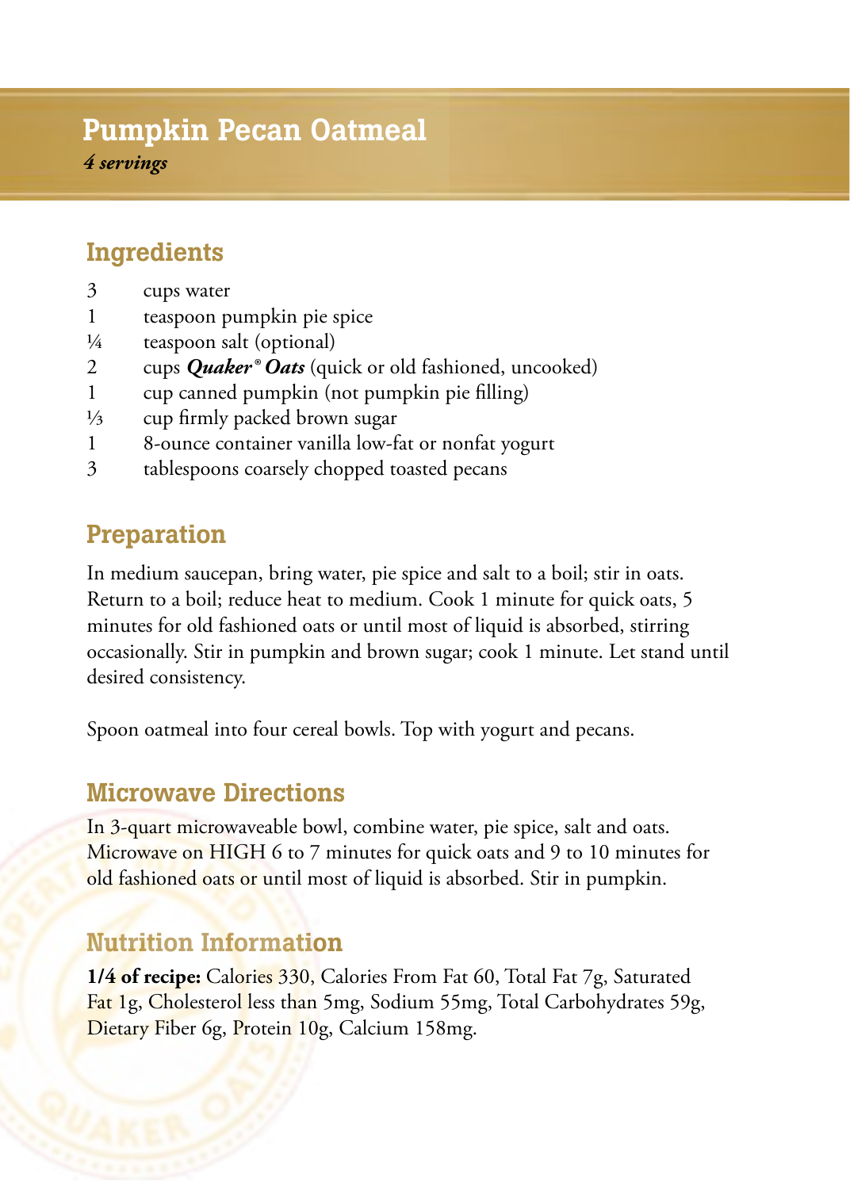# Pumpkin Pecan Oatmeal

*4 servings*

## Ingredients

| | |
|---|---|
| 3 | cups water |
| 1 | teaspoon pumpkin pie spice |
| ¼ | teaspoon salt (optional) |
| 2 | cups ***Quaker® Oats*** (quick or old fashioned, uncooked) |
| 1 | cup canned pumpkin (not pumpkin pie filling) |
| ⅓ | cup firmly packed brown sugar |
| 1 | 8-ounce container vanilla low-fat or nonfat yogurt |
| 3 | tablespoons coarsely chopped toasted pecans |

## Preparation

In medium saucepan, bring water, pie spice and salt to a boil; stir in oats. Return to a boil; reduce heat to medium. Cook 1 minute for quick oats, 5 minutes for old fashioned oats or until most of liquid is absorbed, stirring occasionally. Stir in pumpkin and brown sugar; cook 1 minute. Let stand until desired consistency.

Spoon oatmeal into four cereal bowls. Top with yogurt and pecans.

## Microwave Directions

In 3-quart microwaveable bowl, combine water, pie spice, salt and oats. Microwave on HIGH 6 to 7 minutes for quick oats and 9 to 10 minutes for old fashioned oats or until most of liquid is absorbed. Stir in pumpkin.

## Nutrition Information

**1/4 of recipe:** Calories 330, Calories From Fat 60, Total Fat 7g, Saturated Fat 1g, Cholesterol less than 5mg, Sodium 55mg, Total Carbohydrates 59g, Dietary Fiber 6g, Protein 10g, Calcium 158mg.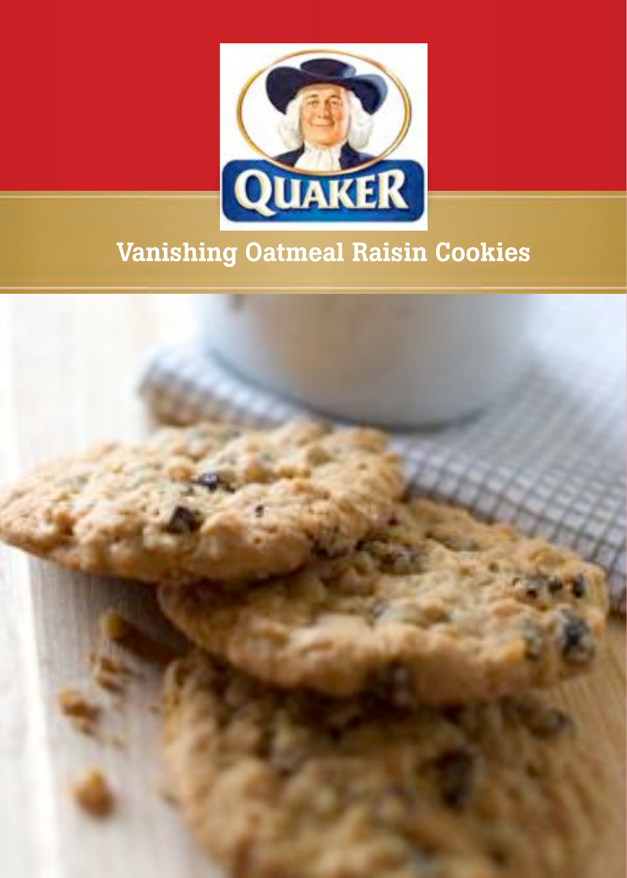# Vanishing Oatmeal Raisin Cookies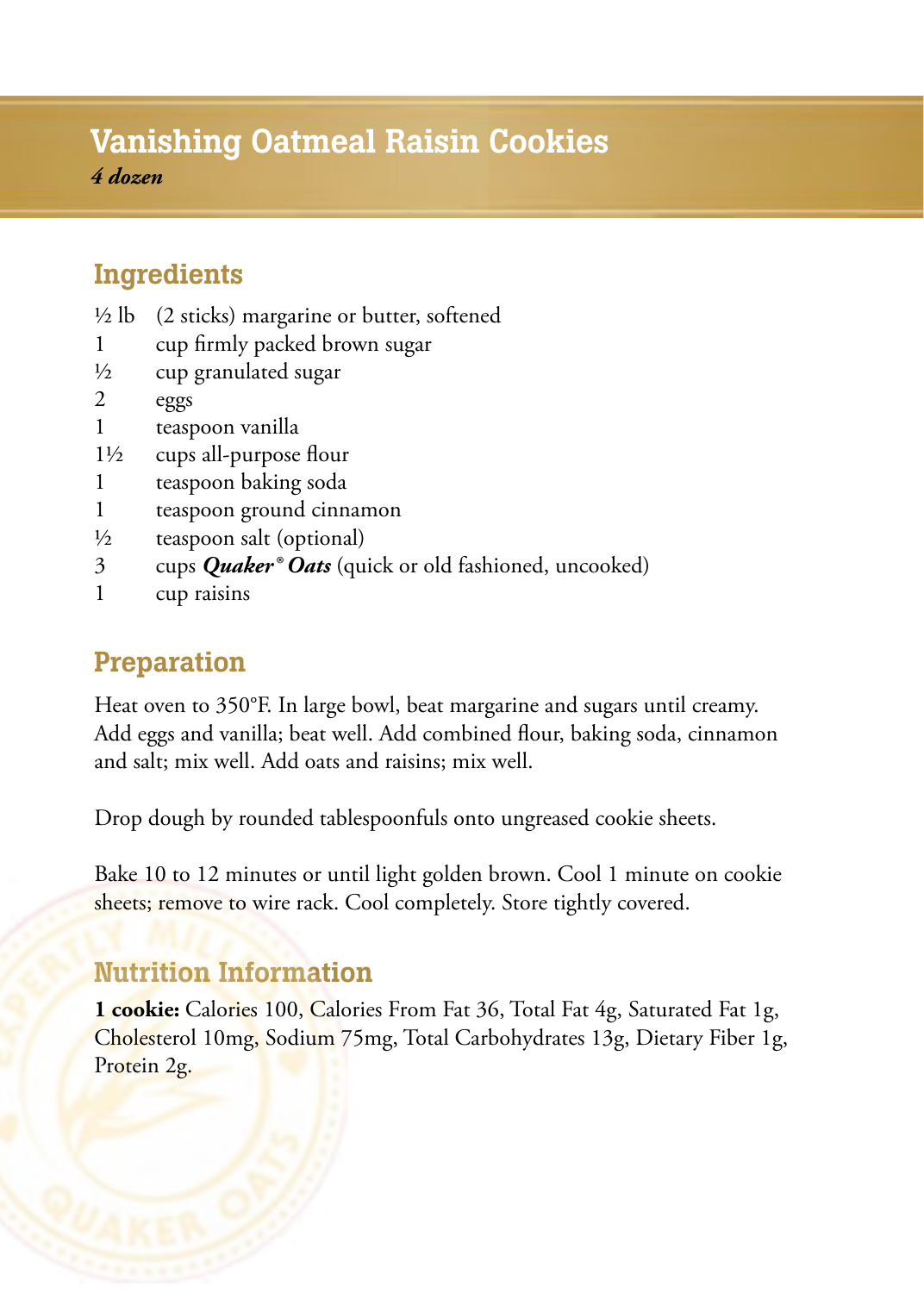# Vanishing Oatmeal Raisin Cookies

*4 dozen*

## Ingredients

- ½ lb (2 sticks) margarine or butter, softened
- 1 cup firmly packed brown sugar
- ½ cup granulated sugar
- 2 eggs
- 1 teaspoon vanilla
- 1½ cups all-purpose flour
- 1 teaspoon baking soda
- 1 teaspoon ground cinnamon
- ½ teaspoon salt (optional)
- 3 cups ***Quaker® Oats*** (quick or old fashioned, uncooked)
- 1 cup raisins

## Preparation

Heat oven to 350°F. In large bowl, beat margarine and sugars until creamy. Add eggs and vanilla; beat well. Add combined flour, baking soda, cinnamon and salt; mix well. Add oats and raisins; mix well.

Drop dough by rounded tablespoonfuls onto ungreased cookie sheets.

Bake 10 to 12 minutes or until light golden brown. Cool 1 minute on cookie sheets; remove to wire rack. Cool completely. Store tightly covered.

## Nutrition Information

**1 cookie:** Calories 100, Calories From Fat 36, Total Fat 4g, Saturated Fat 1g, Cholesterol 10mg, Sodium 75mg, Total Carbohydrates 13g, Dietary Fiber 1g, Protein 2g.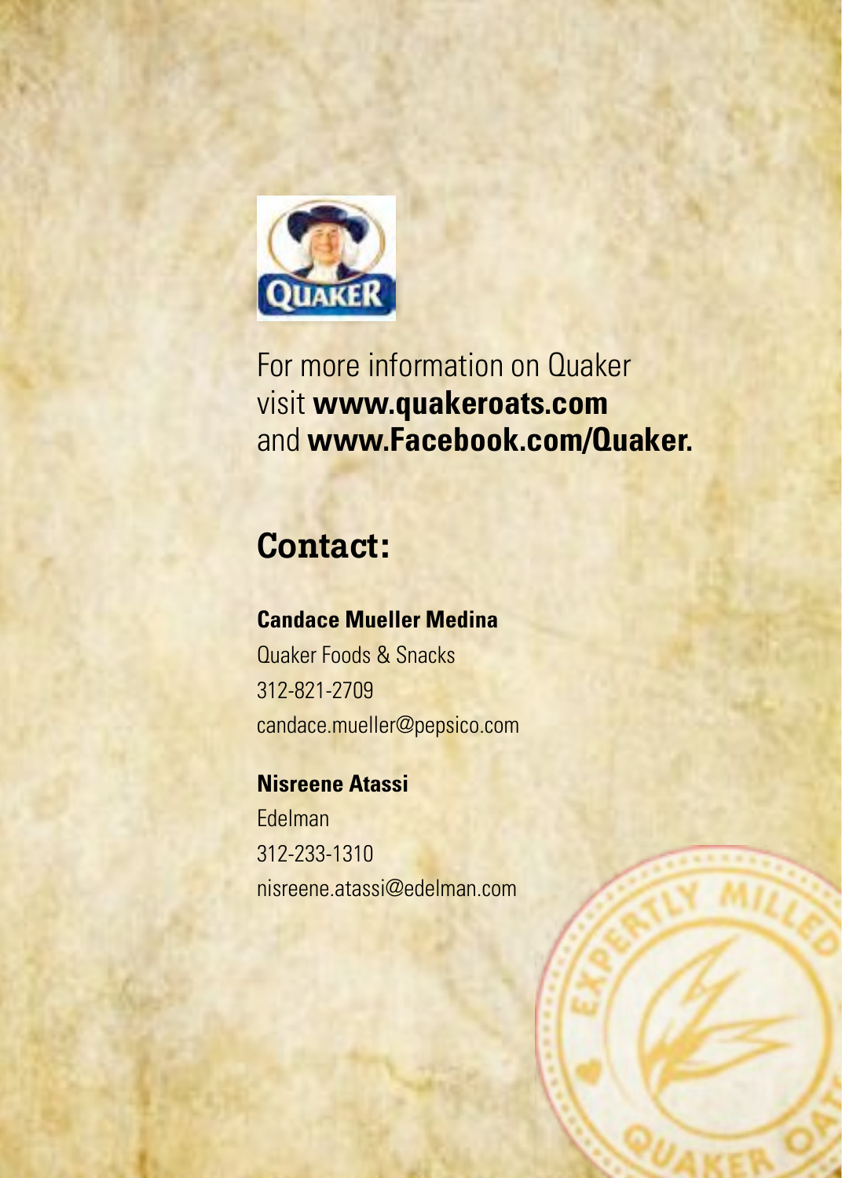For more information on Quaker visit **www.quakeroats.com** and **www.Facebook.com/Quaker.**

## Contact:

**Candace Mueller Medina**
Quaker Foods & Snacks
312-821-2709
candace.mueller@pepsico.com

**Nisreene Atassi**
Edelman
312-233-1310
nisreene.atassi@edelman.com